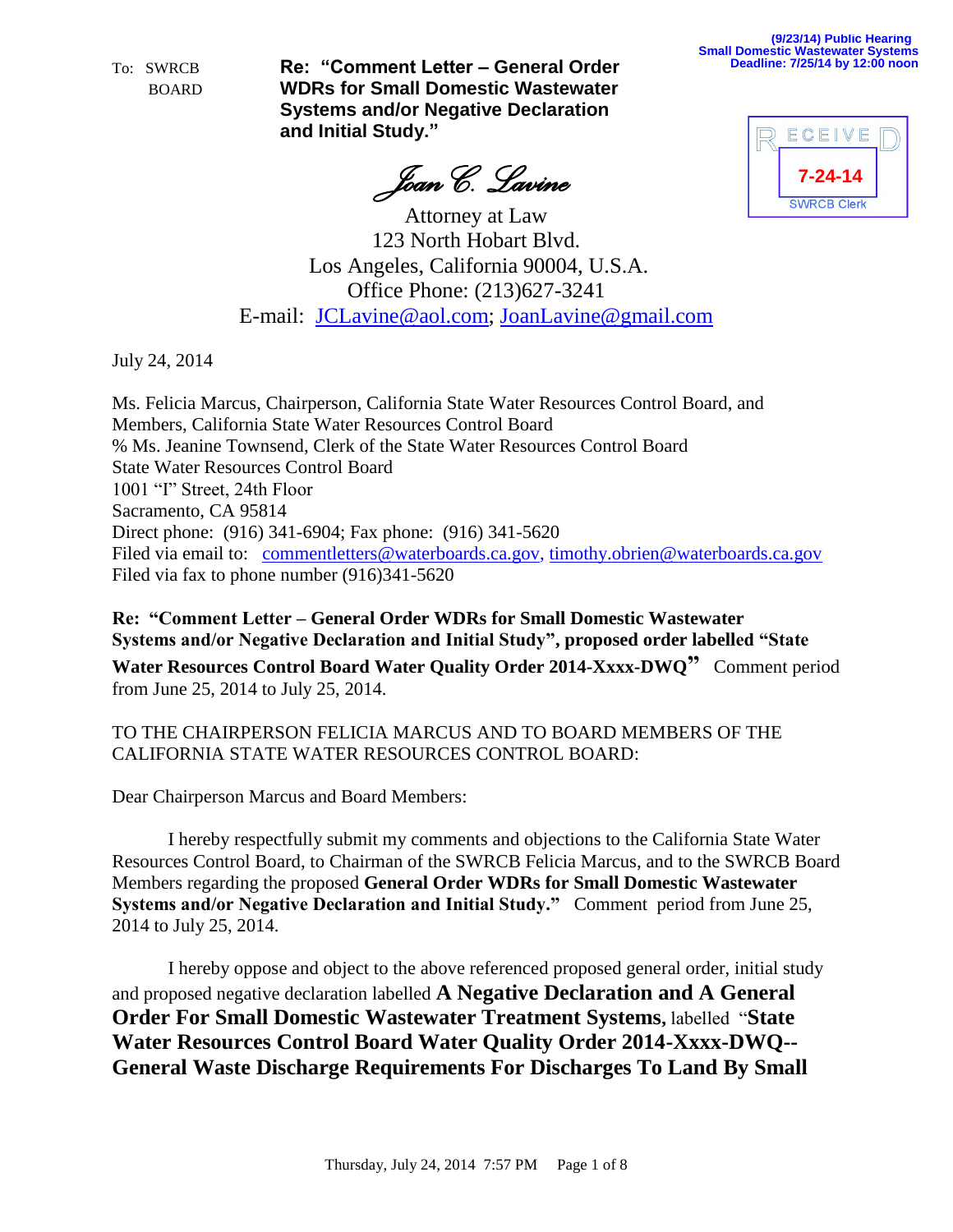(9/23/14) Public Hearing
Small Domestic Wastewater Systems
Deadline: 7/25/14 by 12:00 noon

RECEIVED
7-24-14
SWRCB Clerk

To: SWRCB
BOARD

**Re: "Comment Letter – General Order WDRs for Small Domestic Wastewater Systems and/or Negative Declaration and Initial Study."**

*Joan C. Lavine*

Attorney at Law
123 North Hobart Blvd.
Los Angeles, California 90004, U.S.A.
Office Phone: (213)627-3241
E-mail: JCLavine@aol.com; JoanLavine@gmail.com

July 24, 2014

Ms. Felicia Marcus, Chairperson, California State Water Resources Control Board, and
Members, California State Water Resources Control Board
% Ms. Jeanine Townsend, Clerk of the State Water Resources Control Board
State Water Resources Control Board
1001 "I" Street, 24th Floor
Sacramento, CA 95814
Direct phone: (916) 341-6904; Fax phone: (916) 341-5620
Filed via email to: commentletters@waterboards.ca.gov, timothy.obrien@waterboards.ca.gov
Filed via fax to phone number (916)341-5620

**Re: "Comment Letter – General Order WDRs for Small Domestic Wastewater Systems and/or Negative Declaration and Initial Study", proposed order labelled "State Water Resources Control Board Water Quality Order 2014-Xxxx-DWQ"** Comment period from June 25, 2014 to July 25, 2014.

TO THE CHAIRPERSON FELICIA MARCUS AND TO BOARD MEMBERS OF THE CALIFORNIA STATE WATER RESOURCES CONTROL BOARD:

Dear Chairperson Marcus and Board Members:

I hereby respectfully submit my comments and objections to the California State Water Resources Control Board, to Chairman of the SWRCB Felicia Marcus, and to the SWRCB Board Members regarding the proposed **General Order WDRs for Small Domestic Wastewater Systems and/or Negative Declaration and Initial Study."** Comment period from June 25, 2014 to July 25, 2014.

I hereby oppose and object to the above referenced proposed general order, initial study and proposed negative declaration labelled **A Negative Declaration and A General Order For Small Domestic Wastewater Treatment Systems**, labelled "**State Water Resources Control Board Water Quality Order 2014-Xxxx-DWQ-- General Waste Discharge Requirements For Discharges To Land By Small**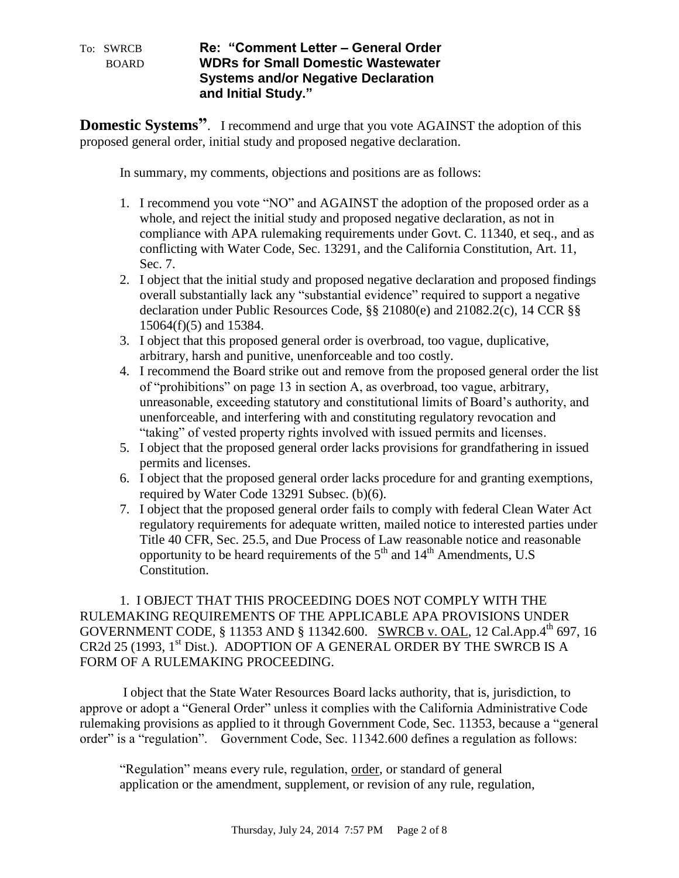To: SWRCB BOARD

**Re: "Comment Letter – General Order WDRs for Small Domestic Wastewater Systems and/or Negative Declaration and Initial Study."**

**Domestic Systems"**. I recommend and urge that you vote AGAINST the adoption of this proposed general order, initial study and proposed negative declaration.

In summary, my comments, objections and positions are as follows:

1. I recommend you vote "NO" and AGAINST the adoption of the proposed order as a whole, and reject the initial study and proposed negative declaration, as not in compliance with APA rulemaking requirements under Govt. C. 11340, et seq., and as conflicting with Water Code, Sec. 13291, and the California Constitution, Art. 11, Sec. 7.
2. I object that the initial study and proposed negative declaration and proposed findings overall substantially lack any "substantial evidence" required to support a negative declaration under Public Resources Code, §§ 21080(e) and 21082.2(c), 14 CCR §§ 15064(f)(5) and 15384.
3. I object that this proposed general order is overbroad, too vague, duplicative, arbitrary, harsh and punitive, unenforceable and too costly.
4. I recommend the Board strike out and remove from the proposed general order the list of "prohibitions" on page 13 in section A, as overbroad, too vague, arbitrary, unreasonable, exceeding statutory and constitutional limits of Board's authority, and unenforceable, and interfering with and constituting regulatory revocation and "taking" of vested property rights involved with issued permits and licenses.
5. I object that the proposed general order lacks provisions for grandfathering in issued permits and licenses.
6. I object that the proposed general order lacks procedure for and granting exemptions, required by Water Code 13291 Subsec. (b)(6).
7. I object that the proposed general order fails to comply with federal Clean Water Act regulatory requirements for adequate written, mailed notice to interested parties under Title 40 CFR, Sec. 25.5, and Due Process of Law reasonable notice and reasonable opportunity to be heard requirements of the 5th and 14th Amendments, U.S Constitution.

1. I OBJECT THAT THIS PROCEEDING DOES NOT COMPLY WITH THE RULEMAKING REQUIREMENTS OF THE APPLICABLE APA PROVISIONS UNDER GOVERNMENT CODE, § 11353 AND § 11342.600. SWRCB v. OAL, 12 Cal.App.4th 697, 16 CR2d 25 (1993, 1st Dist.). ADOPTION OF A GENERAL ORDER BY THE SWRCB IS A FORM OF A RULEMAKING PROCEEDING.

I object that the State Water Resources Board lacks authority, that is, jurisdiction, to approve or adopt a "General Order" unless it complies with the California Administrative Code rulemaking provisions as applied to it through Government Code, Sec. 11353, because a "general order" is a "regulation". Government Code, Sec. 11342.600 defines a regulation as follows:

> "Regulation" means every rule, regulation, order, or standard of general application or the amendment, supplement, or revision of any rule, regulation,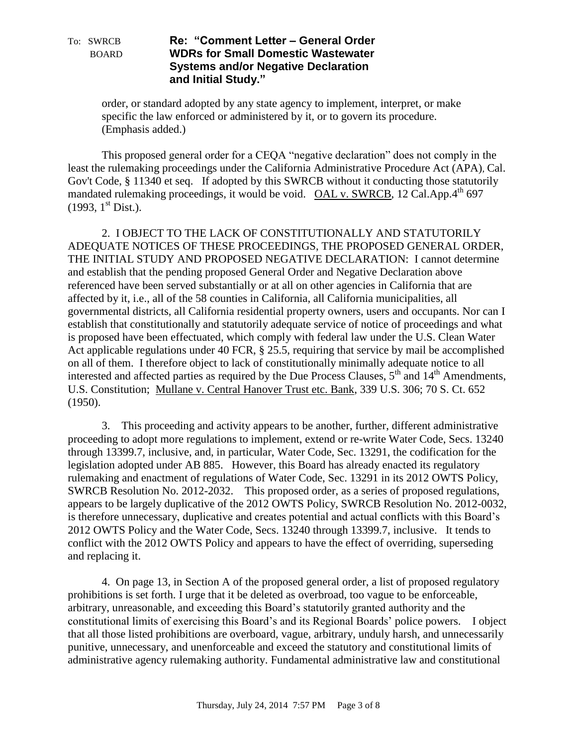order, or standard adopted by any state agency to implement, interpret, or make specific the law enforced or administered by it, or to govern its procedure. (Emphasis added.)

This proposed general order for a CEQA "negative declaration" does not comply in the least the rulemaking proceedings under the California Administrative Procedure Act (APA), Cal. Gov't Code, § 11340 et seq. If adopted by this SWRCB without it conducting those statutorily mandated rulemaking proceedings, it would be void. OAL v. SWRCB, 12 Cal.App.4th 697 (1993, 1st Dist.).

2. I OBJECT TO THE LACK OF CONSTITUTIONALLY AND STATUTORILY ADEQUATE NOTICES OF THESE PROCEEDINGS, THE PROPOSED GENERAL ORDER, THE INITIAL STUDY AND PROPOSED NEGATIVE DECLARATION: I cannot determine and establish that the pending proposed General Order and Negative Declaration above referenced have been served substantially or at all on other agencies in California that are affected by it, i.e., all of the 58 counties in California, all California municipalities, all governmental districts, all California residential property owners, users and occupants. Nor can I establish that constitutionally and statutorily adequate service of notice of proceedings and what is proposed have been effectuated, which comply with federal law under the U.S. Clean Water Act applicable regulations under 40 FCR, § 25.5, requiring that service by mail be accomplished on all of them. I therefore object to lack of constitutionally minimally adequate notice to all interested and affected parties as required by the Due Process Clauses, 5th and 14th Amendments, U.S. Constitution; Mullane v. Central Hanover Trust etc. Bank, 339 U.S. 306; 70 S. Ct. 652 (1950).

3. This proceeding and activity appears to be another, further, different administrative proceeding to adopt more regulations to implement, extend or re-write Water Code, Secs. 13240 through 13399.7, inclusive, and, in particular, Water Code, Sec. 13291, the codification for the legislation adopted under AB 885. However, this Board has already enacted its regulatory rulemaking and enactment of regulations of Water Code, Sec. 13291 in its 2012 OWTS Policy, SWRCB Resolution No. 2012-2032. This proposed order, as a series of proposed regulations, appears to be largely duplicative of the 2012 OWTS Policy, SWRCB Resolution No. 2012-0032, is therefore unnecessary, duplicative and creates potential and actual conflicts with this Board's 2012 OWTS Policy and the Water Code, Secs. 13240 through 13399.7, inclusive. It tends to conflict with the 2012 OWTS Policy and appears to have the effect of overriding, superseding and replacing it.

4. On page 13, in Section A of the proposed general order, a list of proposed regulatory prohibitions is set forth. I urge that it be deleted as overbroad, too vague to be enforceable, arbitrary, unreasonable, and exceeding this Board's statutorily granted authority and the constitutional limits of exercising this Board's and its Regional Boards' police powers. I object that all those listed prohibitions are overboard, vague, arbitrary, unduly harsh, and unnecessarily punitive, unnecessary, and unenforceable and exceed the statutory and constitutional limits of administrative agency rulemaking authority. Fundamental administrative law and constitutional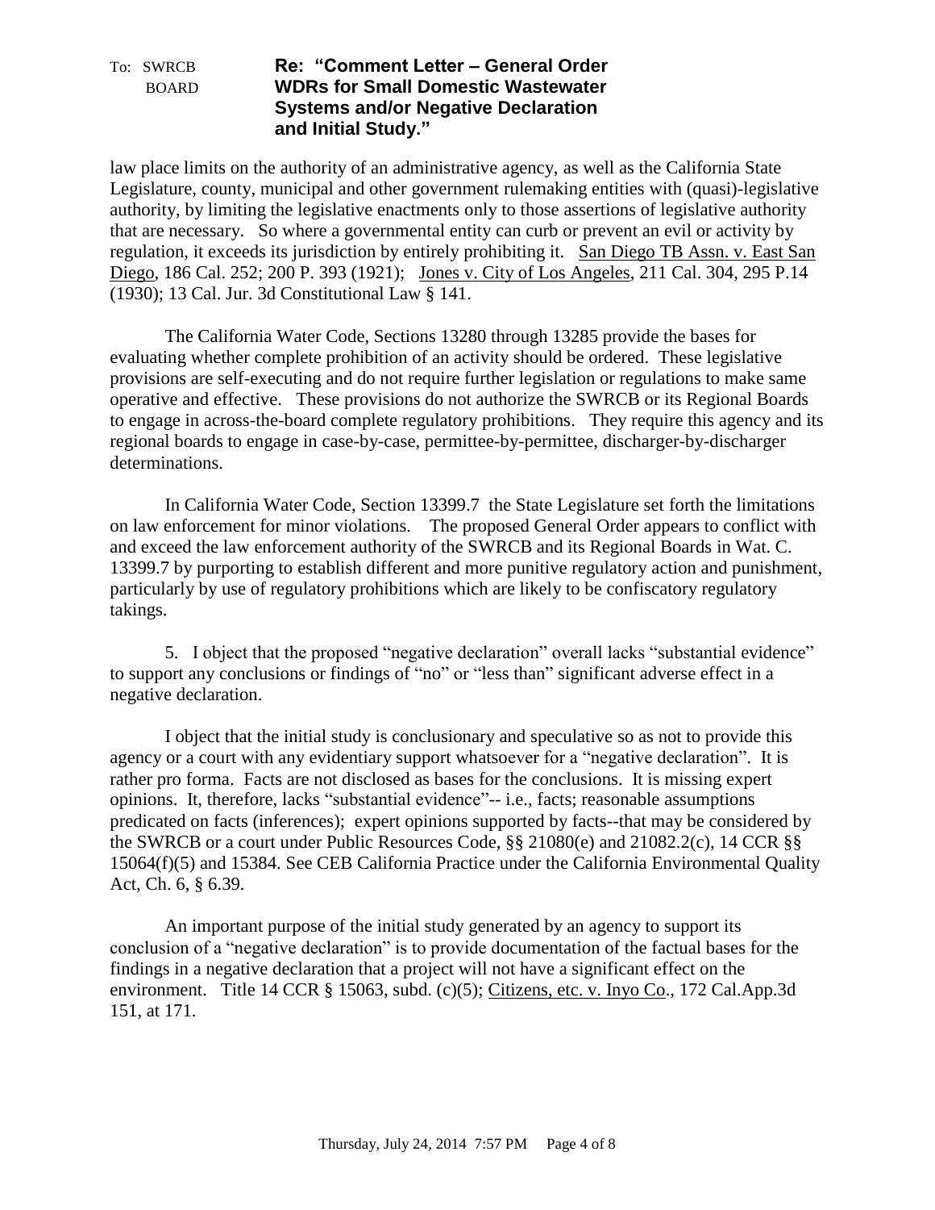law place limits on the authority of an administrative agency, as well as the California State Legislature, county, municipal and other government rulemaking entities with (quasi)-legislative authority, by limiting the legislative enactments only to those assertions of legislative authority that are necessary. So where a governmental entity can curb or prevent an evil or activity by regulation, it exceeds its jurisdiction by entirely prohibiting it. San Diego TB Assn. v. East San Diego, 186 Cal. 252; 200 P. 393 (1921); Jones v. City of Los Angeles, 211 Cal. 304, 295 P.14 (1930); 13 Cal. Jur. 3d Constitutional Law § 141.

The California Water Code, Sections 13280 through 13285 provide the bases for evaluating whether complete prohibition of an activity should be ordered. These legislative provisions are self-executing and do not require further legislation or regulations to make same operative and effective. These provisions do not authorize the SWRCB or its Regional Boards to engage in across-the-board complete regulatory prohibitions. They require this agency and its regional boards to engage in case-by-case, permittee-by-permittee, discharger-by-discharger determinations.

In California Water Code, Section 13399.7 the State Legislature set forth the limitations on law enforcement for minor violations. The proposed General Order appears to conflict with and exceed the law enforcement authority of the SWRCB and its Regional Boards in Wat. C. 13399.7 by purporting to establish different and more punitive regulatory action and punishment, particularly by use of regulatory prohibitions which are likely to be confiscatory regulatory takings.

5. I object that the proposed "negative declaration" overall lacks "substantial evidence" to support any conclusions or findings of "no" or "less than" significant adverse effect in a negative declaration.

I object that the initial study is conclusionary and speculative so as not to provide this agency or a court with any evidentiary support whatsoever for a "negative declaration". It is rather pro forma. Facts are not disclosed as bases for the conclusions. It is missing expert opinions. It, therefore, lacks "substantial evidence"-- i.e., facts; reasonable assumptions predicated on facts (inferences); expert opinions supported by facts--that may be considered by the SWRCB or a court under Public Resources Code, §§ 21080(e) and 21082.2(c), 14 CCR §§ 15064(f)(5) and 15384. See CEB California Practice under the California Environmental Quality Act, Ch. 6, § 6.39.

An important purpose of the initial study generated by an agency to support its conclusion of a "negative declaration" is to provide documentation of the factual bases for the findings in a negative declaration that a project will not have a significant effect on the environment. Title 14 CCR § 15063, subd. (c)(5); Citizens, etc. v. Inyo Co., 172 Cal.App.3d 151, at 171.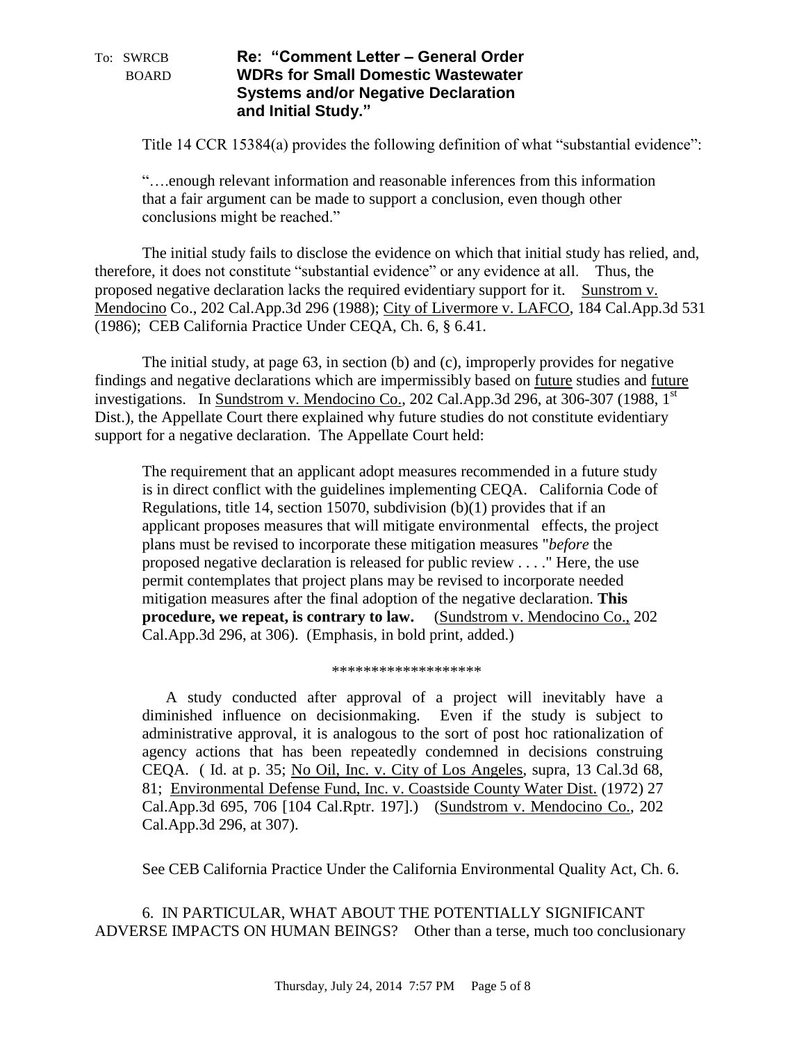To: SWRCB BOARD

**Re: "Comment Letter – General Order WDRs for Small Domestic Wastewater Systems and/or Negative Declaration and Initial Study."**

Title 14 CCR 15384(a) provides the following definition of what "substantial evidence":

> "….enough relevant information and reasonable inferences from this information that a fair argument can be made to support a conclusion, even though other conclusions might be reached."

The initial study fails to disclose the evidence on which that initial study has relied, and, therefore, it does not constitute "substantial evidence" or any evidence at all. Thus, the proposed negative declaration lacks the required evidentiary support for it. Sunstrom v. Mendocino Co., 202 Cal.App.3d 296 (1988); City of Livermore v. LAFCO, 184 Cal.App.3d 531 (1986); CEB California Practice Under CEQA, Ch. 6, § 6.41.

The initial study, at page 63, in section (b) and (c), improperly provides for negative findings and negative declarations which are impermissibly based on future studies and future investigations. In Sundstrom v. Mendocino Co., 202 Cal.App.3d 296, at 306-307 (1988, 1st Dist.), the Appellate Court there explained why future studies do not constitute evidentiary support for a negative declaration. The Appellate Court held:

> The requirement that an applicant adopt measures recommended in a future study is in direct conflict with the guidelines implementing CEQA. California Code of Regulations, title 14, section 15070, subdivision (b)(1) provides that if an applicant proposes measures that will mitigate environmental effects, the project plans must be revised to incorporate these mitigation measures "*before* the proposed negative declaration is released for public review . . . ." Here, the use permit contemplates that project plans may be revised to incorporate needed mitigation measures after the final adoption of the negative declaration. **This procedure, we repeat, is contrary to law.** (Sundstrom v. Mendocino Co., 202 Cal.App.3d 296, at 306). (Emphasis, in bold print, added.)
>
> *******************
>
> A study conducted after approval of a project will inevitably have a diminished influence on decisionmaking. Even if the study is subject to administrative approval, it is analogous to the sort of post hoc rationalization of agency actions that has been repeatedly condemned in decisions construing CEQA. ( Id. at p. 35; No Oil, Inc. v. City of Los Angeles, supra, 13 Cal.3d 68, 81; Environmental Defense Fund, Inc. v. Coastside County Water Dist. (1972) 27 Cal.App.3d 695, 706 [104 Cal.Rptr. 197].) (Sundstrom v. Mendocino Co., 202 Cal.App.3d 296, at 307).

See CEB California Practice Under the California Environmental Quality Act, Ch. 6.

6. IN PARTICULAR, WHAT ABOUT THE POTENTIALLY SIGNIFICANT ADVERSE IMPACTS ON HUMAN BEINGS? Other than a terse, much too conclusionary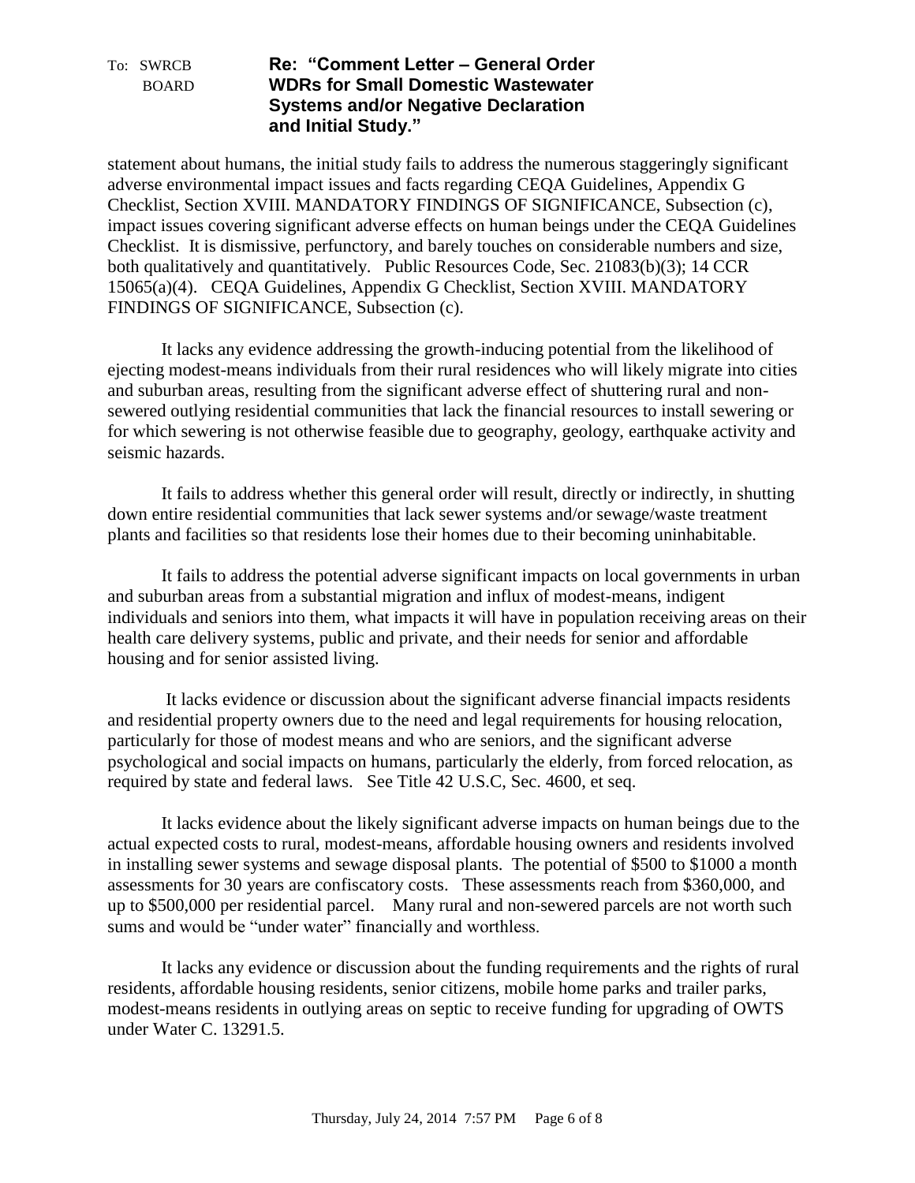statement about humans, the initial study fails to address the numerous staggeringly significant adverse environmental impact issues and facts regarding CEQA Guidelines, Appendix G Checklist, Section XVIII. MANDATORY FINDINGS OF SIGNIFICANCE, Subsection (c), impact issues covering significant adverse effects on human beings under the CEQA Guidelines Checklist. It is dismissive, perfunctory, and barely touches on considerable numbers and size, both qualitatively and quantitatively. Public Resources Code, Sec. 21083(b)(3); 14 CCR 15065(a)(4). CEQA Guidelines, Appendix G Checklist, Section XVIII. MANDATORY FINDINGS OF SIGNIFICANCE, Subsection (c).

It lacks any evidence addressing the growth-inducing potential from the likelihood of ejecting modest-means individuals from their rural residences who will likely migrate into cities and suburban areas, resulting from the significant adverse effect of shuttering rural and non-sewered outlying residential communities that lack the financial resources to install sewering or for which sewering is not otherwise feasible due to geography, geology, earthquake activity and seismic hazards.

It fails to address whether this general order will result, directly or indirectly, in shutting down entire residential communities that lack sewer systems and/or sewage/waste treatment plants and facilities so that residents lose their homes due to their becoming uninhabitable.

It fails to address the potential adverse significant impacts on local governments in urban and suburban areas from a substantial migration and influx of modest-means, indigent individuals and seniors into them, what impacts it will have in population receiving areas on their health care delivery systems, public and private, and their needs for senior and affordable housing and for senior assisted living.

It lacks evidence or discussion about the significant adverse financial impacts residents and residential property owners due to the need and legal requirements for housing relocation, particularly for those of modest means and who are seniors, and the significant adverse psychological and social impacts on humans, particularly the elderly, from forced relocation, as required by state and federal laws. See Title 42 U.S.C, Sec. 4600, et seq.

It lacks evidence about the likely significant adverse impacts on human beings due to the actual expected costs to rural, modest-means, affordable housing owners and residents involved in installing sewer systems and sewage disposal plants. The potential of $500 to $1000 a month assessments for 30 years are confiscatory costs. These assessments reach from $360,000, and up to $500,000 per residential parcel. Many rural and non-sewered parcels are not worth such sums and would be "under water" financially and worthless.

It lacks any evidence or discussion about the funding requirements and the rights of rural residents, affordable housing residents, senior citizens, mobile home parks and trailer parks, modest-means residents in outlying areas on septic to receive funding for upgrading of OWTS under Water C. 13291.5.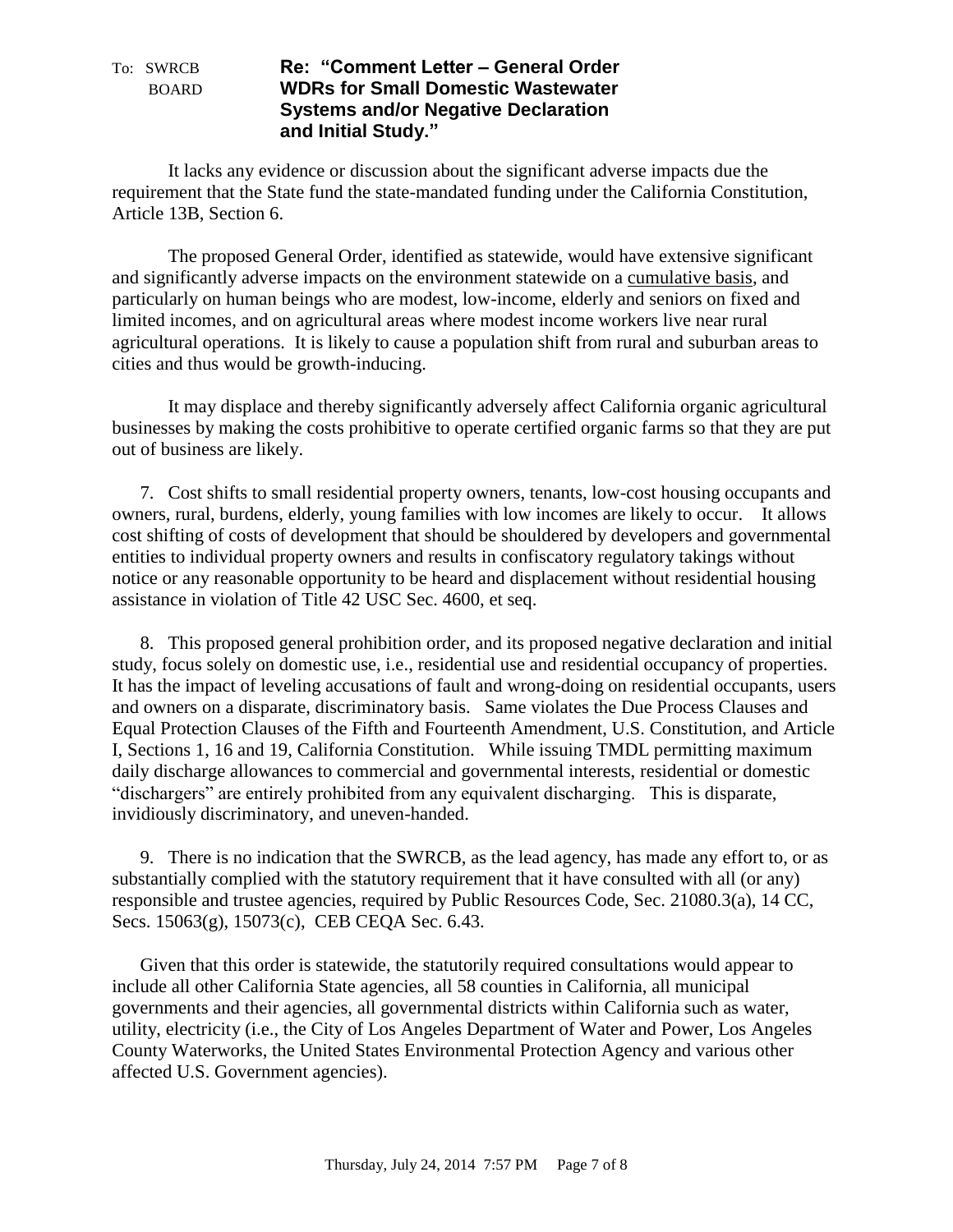To: SWRCB
BOARD

**Re: "Comment Letter – General Order WDRs for Small Domestic Wastewater Systems and/or Negative Declaration and Initial Study."**

It lacks any evidence or discussion about the significant adverse impacts due the requirement that the State fund the state-mandated funding under the California Constitution, Article 13B, Section 6.

The proposed General Order, identified as statewide, would have extensive significant and significantly adverse impacts on the environment statewide on a cumulative basis, and particularly on human beings who are modest, low-income, elderly and seniors on fixed and limited incomes, and on agricultural areas where modest income workers live near rural agricultural operations. It is likely to cause a population shift from rural and suburban areas to cities and thus would be growth-inducing.

It may displace and thereby significantly adversely affect California organic agricultural businesses by making the costs prohibitive to operate certified organic farms so that they are put out of business are likely.

7. Cost shifts to small residential property owners, tenants, low-cost housing occupants and owners, rural, burdens, elderly, young families with low incomes are likely to occur. It allows cost shifting of costs of development that should be shouldered by developers and governmental entities to individual property owners and results in confiscatory regulatory takings without notice or any reasonable opportunity to be heard and displacement without residential housing assistance in violation of Title 42 USC Sec. 4600, et seq.

8. This proposed general prohibition order, and its proposed negative declaration and initial study, focus solely on domestic use, i.e., residential use and residential occupancy of properties. It has the impact of leveling accusations of fault and wrong-doing on residential occupants, users and owners on a disparate, discriminatory basis. Same violates the Due Process Clauses and Equal Protection Clauses of the Fifth and Fourteenth Amendment, U.S. Constitution, and Article I, Sections 1, 16 and 19, California Constitution. While issuing TMDL permitting maximum daily discharge allowances to commercial and governmental interests, residential or domestic "dischargers" are entirely prohibited from any equivalent discharging. This is disparate, invidiously discriminatory, and uneven-handed.

9. There is no indication that the SWRCB, as the lead agency, has made any effort to, or as substantially complied with the statutory requirement that it have consulted with all (or any) responsible and trustee agencies, required by Public Resources Code, Sec. 21080.3(a), 14 CC, Secs. 15063(g), 15073(c), CEB CEQA Sec. 6.43.

Given that this order is statewide, the statutorily required consultations would appear to include all other California State agencies, all 58 counties in California, all municipal governments and their agencies, all governmental districts within California such as water, utility, electricity (i.e., the City of Los Angeles Department of Water and Power, Los Angeles County Waterworks, the United States Environmental Protection Agency and various other affected U.S. Government agencies).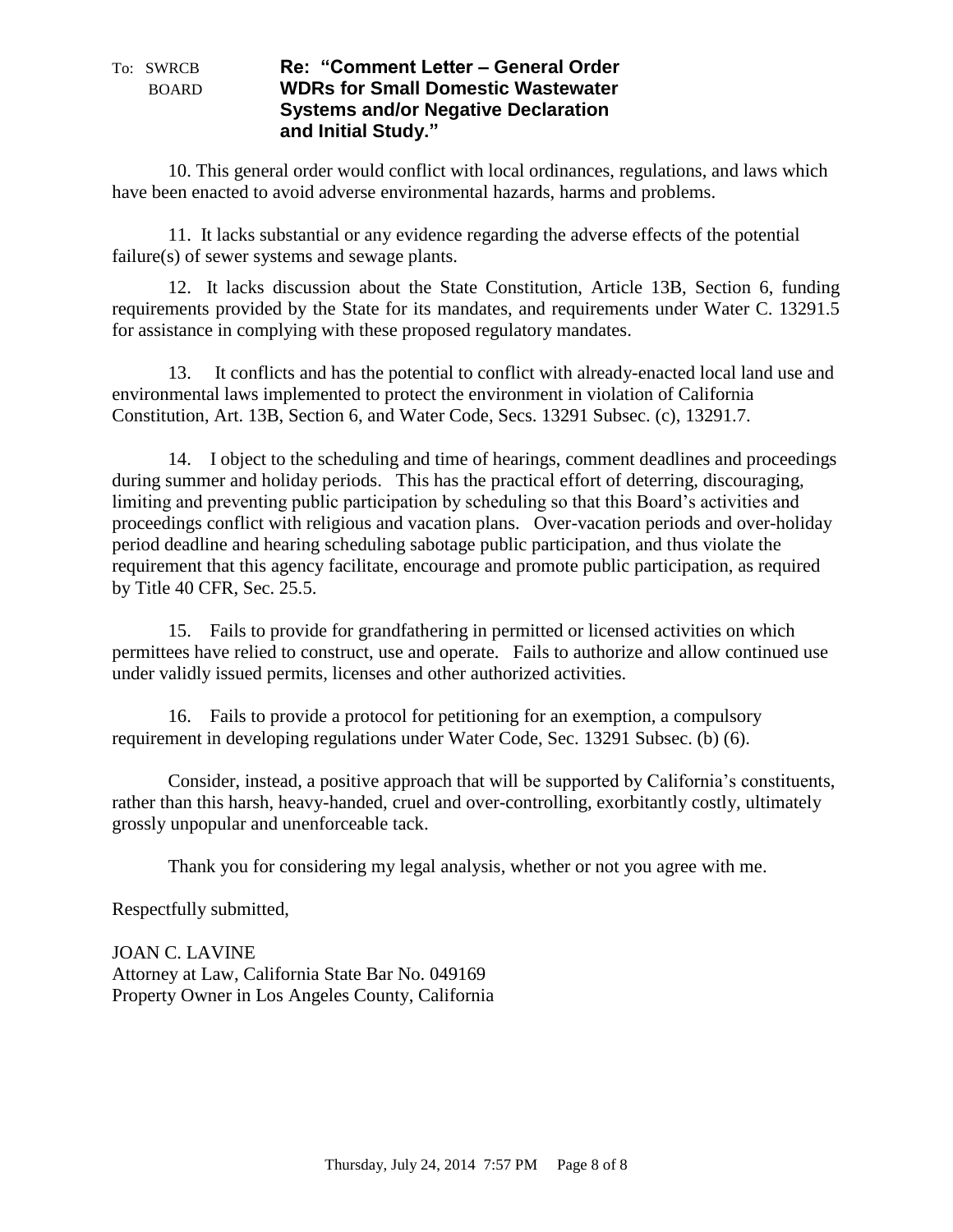To: SWRCB BOARD

**Re: "Comment Letter – General Order WDRs for Small Domestic Wastewater Systems and/or Negative Declaration and Initial Study."**

10. This general order would conflict with local ordinances, regulations, and laws which have been enacted to avoid adverse environmental hazards, harms and problems.

11. It lacks substantial or any evidence regarding the adverse effects of the potential failure(s) of sewer systems and sewage plants.

12. It lacks discussion about the State Constitution, Article 13B, Section 6, funding requirements provided by the State for its mandates, and requirements under Water C. 13291.5 for assistance in complying with these proposed regulatory mandates.

13. It conflicts and has the potential to conflict with already-enacted local land use and environmental laws implemented to protect the environment in violation of California Constitution, Art. 13B, Section 6, and Water Code, Secs. 13291 Subsec. (c), 13291.7.

14. I object to the scheduling and time of hearings, comment deadlines and proceedings during summer and holiday periods. This has the practical effort of deterring, discouraging, limiting and preventing public participation by scheduling so that this Board's activities and proceedings conflict with religious and vacation plans. Over-vacation periods and over-holiday period deadline and hearing scheduling sabotage public participation, and thus violate the requirement that this agency facilitate, encourage and promote public participation, as required by Title 40 CFR, Sec. 25.5.

15. Fails to provide for grandfathering in permitted or licensed activities on which permittees have relied to construct, use and operate. Fails to authorize and allow continued use under validly issued permits, licenses and other authorized activities.

16. Fails to provide a protocol for petitioning for an exemption, a compulsory requirement in developing regulations under Water Code, Sec. 13291 Subsec. (b) (6).

Consider, instead, a positive approach that will be supported by California's constituents, rather than this harsh, heavy-handed, cruel and over-controlling, exorbitantly costly, ultimately grossly unpopular and unenforceable tack.

Thank you for considering my legal analysis, whether or not you agree with me.

Respectfully submitted,

JOAN C. LAVINE
Attorney at Law, California State Bar No. 049169
Property Owner in Los Angeles County, California